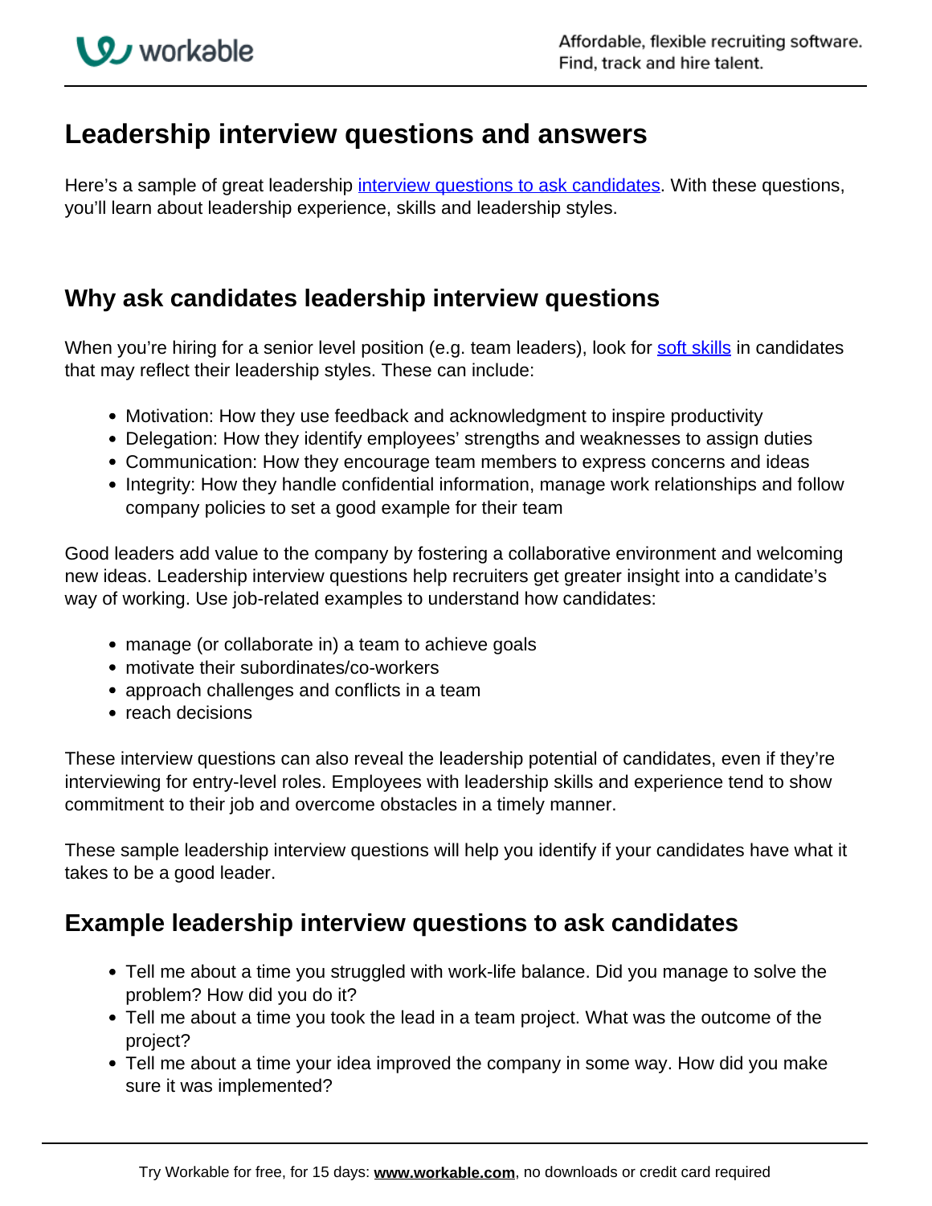# Leadership interview questions and answers

Here's a sample of great leadership [interview questions to ask candidates](). With these questions, you'll learn about leadership experience, skills and leadership styles.

## Why ask candidates leadership interview questions

When you're hiring for a senior level position (e.g. team leaders), look for [soft skills]() in candidates that may reflect their leadership styles. These can include:

- Motivation: How they use feedback and acknowledgment to inspire productivity
- Delegation: How they identify employees' strengths and weaknesses to assign duties
- Communication: How they encourage team members to express concerns and ideas
- Integrity: How they handle confidential information, manage work relationships and follow company policies to set a good example for their team

Good leaders add value to the company by fostering a collaborative environment and welcoming new ideas. Leadership interview questions help recruiters get greater insight into a candidate's way of working. Use job-related examples to understand how candidates:

- manage (or collaborate in) a team to achieve goals
- motivate their subordinates/co-workers
- approach challenges and conflicts in a team
- reach decisions

These interview questions can also reveal the leadership potential of candidates, even if they're interviewing for entry-level roles. Employees with leadership skills and experience tend to show commitment to their job and overcome obstacles in a timely manner.

These sample leadership interview questions will help you identify if your candidates have what it takes to be a good leader.

## Example leadership interview questions to ask candidates

- Tell me about a time you struggled with work-life balance. Did you manage to solve the problem? How did you do it?
- Tell me about a time you took the lead in a team project. What was the outcome of the project?
- Tell me about a time your idea improved the company in some way. How did you make sure it was implemented?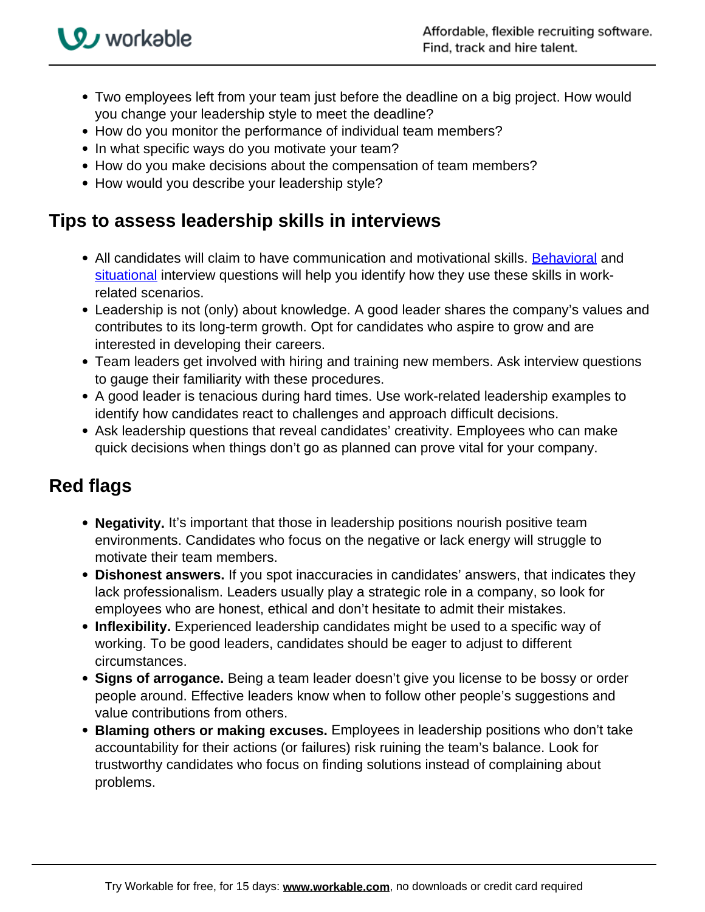- Two employees left from your team just before the deadline on a big project. How would you change your leadership style to meet the deadline?
- How do you monitor the performance of individual team members?
- In what specific ways do you motivate your team?
- How do you make decisions about the compensation of team members?
- How would you describe your leadership style?

## Tips to assess leadership skills in interviews

- All candidates will claim to have communication and motivational skills. Behavioral and situational interview questions will help you identify how they use these skills in work-related scenarios.
- Leadership is not (only) about knowledge. A good leader shares the company's values and contributes to its long-term growth. Opt for candidates who aspire to grow and are interested in developing their careers.
- Team leaders get involved with hiring and training new members. Ask interview questions to gauge their familiarity with these procedures.
- A good leader is tenacious during hard times. Use work-related leadership examples to identify how candidates react to challenges and approach difficult decisions.
- Ask leadership questions that reveal candidates' creativity. Employees who can make quick decisions when things don't go as planned can prove vital for your company.

## Red flags

- **Negativity.** It's important that those in leadership positions nourish positive team environments. Candidates who focus on the negative or lack energy will struggle to motivate their team members.
- **Dishonest answers.** If you spot inaccuracies in candidates' answers, that indicates they lack professionalism. Leaders usually play a strategic role in a company, so look for employees who are honest, ethical and don't hesitate to admit their mistakes.
- **Inflexibility.** Experienced leadership candidates might be used to a specific way of working. To be good leaders, candidates should be eager to adjust to different circumstances.
- **Signs of arrogance.** Being a team leader doesn't give you license to be bossy or order people around. Effective leaders know when to follow other people's suggestions and value contributions from others.
- **Blaming others or making excuses.** Employees in leadership positions who don't take accountability for their actions (or failures) risk ruining the team's balance. Look for trustworthy candidates who focus on finding solutions instead of complaining about problems.